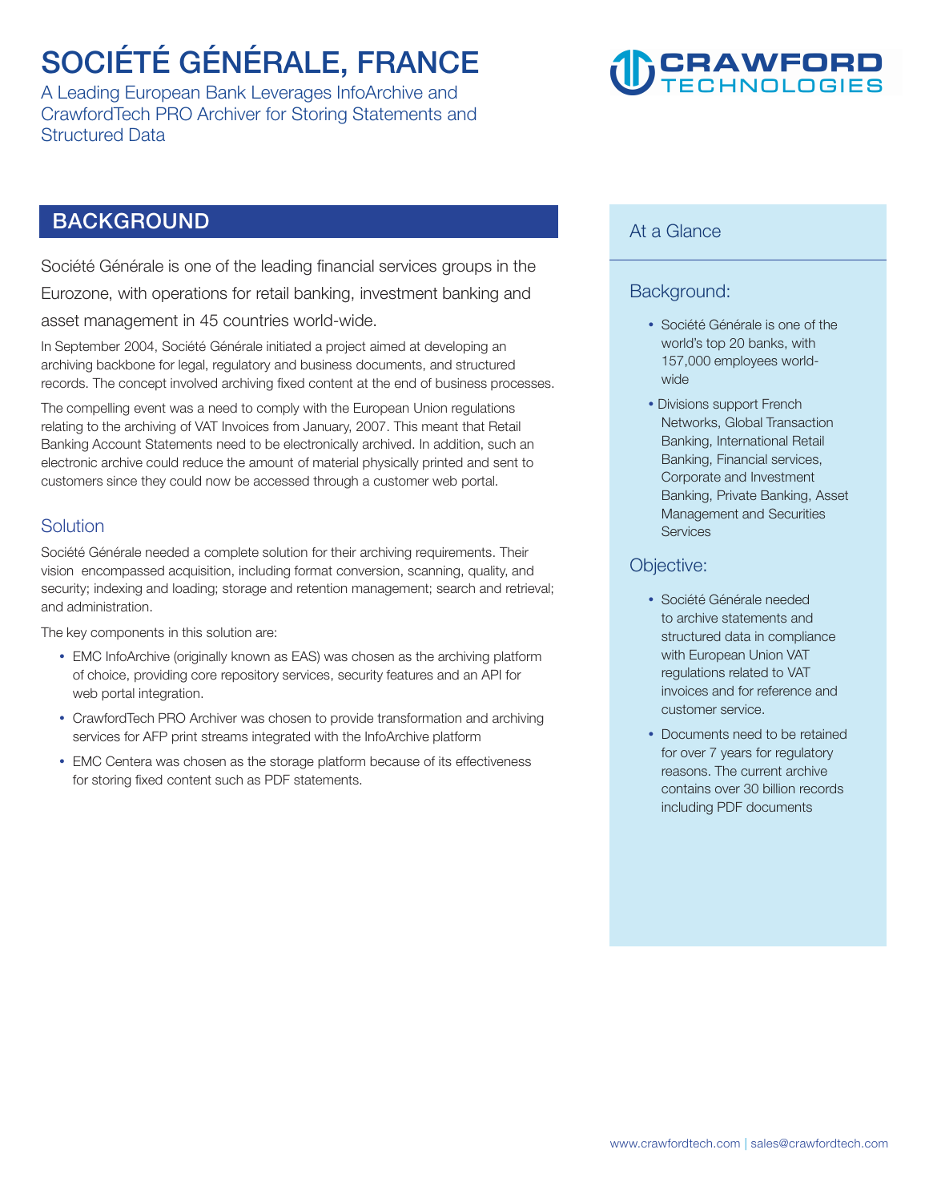# SOCIÉTÉ GÉNÉRALE, FRANCE

A Leading European Bank Leverages InfoArchive and CrawfordTech PRO Archiver for Storing Statements and Structured Data

## BACKGROUND

Société Générale is one of the leading financial services groups in the Eurozone, with operations for retail banking, investment banking and asset management in 45 countries world-wide.

In September 2004, Société Générale initiated a project aimed at developing an archiving backbone for legal, regulatory and business documents, and structured records. The concept involved archiving fixed content at the end of business processes.

The compelling event was a need to comply with the European Union regulations relating to the archiving of VAT Invoices from January, 2007. This meant that Retail Banking Account Statements need to be electronically archived. In addition, such an electronic archive could reduce the amount of material physically printed and sent to customers since they could now be accessed through a customer web portal.

### Solution

Société Générale needed a complete solution for their archiving requirements. Their vision encompassed acquisition, including format conversion, scanning, quality, and security; indexing and loading; storage and retention management; search and retrieval; and administration.

The key components in this solution are:

- EMC InfoArchive (originally known as EAS) was chosen as the archiving platform of choice, providing core repository services, security features and an API for web portal integration.
- CrawfordTech PRO Archiver was chosen to provide transformation and archiving services for AFP print streams integrated with the InfoArchive platform
- EMC Centera was chosen as the storage platform because of its effectiveness for storing fixed content such as PDF statements.

## At a Glance

### Background:

- Société Générale is one of the world's top 20 banks, with 157,000 employees world-wide
- Divisions support French Networks, Global Transaction Banking, International Retail Banking, Financial services, Corporate and Investment Banking, Private Banking, Asset Management and Securities Services

### Objective:

- Société Générale needed to archive statements and structured data in compliance with European Union VAT regulations related to VAT invoices and for reference and customer service.
- Documents need to be retained for over 7 years for regulatory reasons. The current archive contains over 30 billion records including PDF documents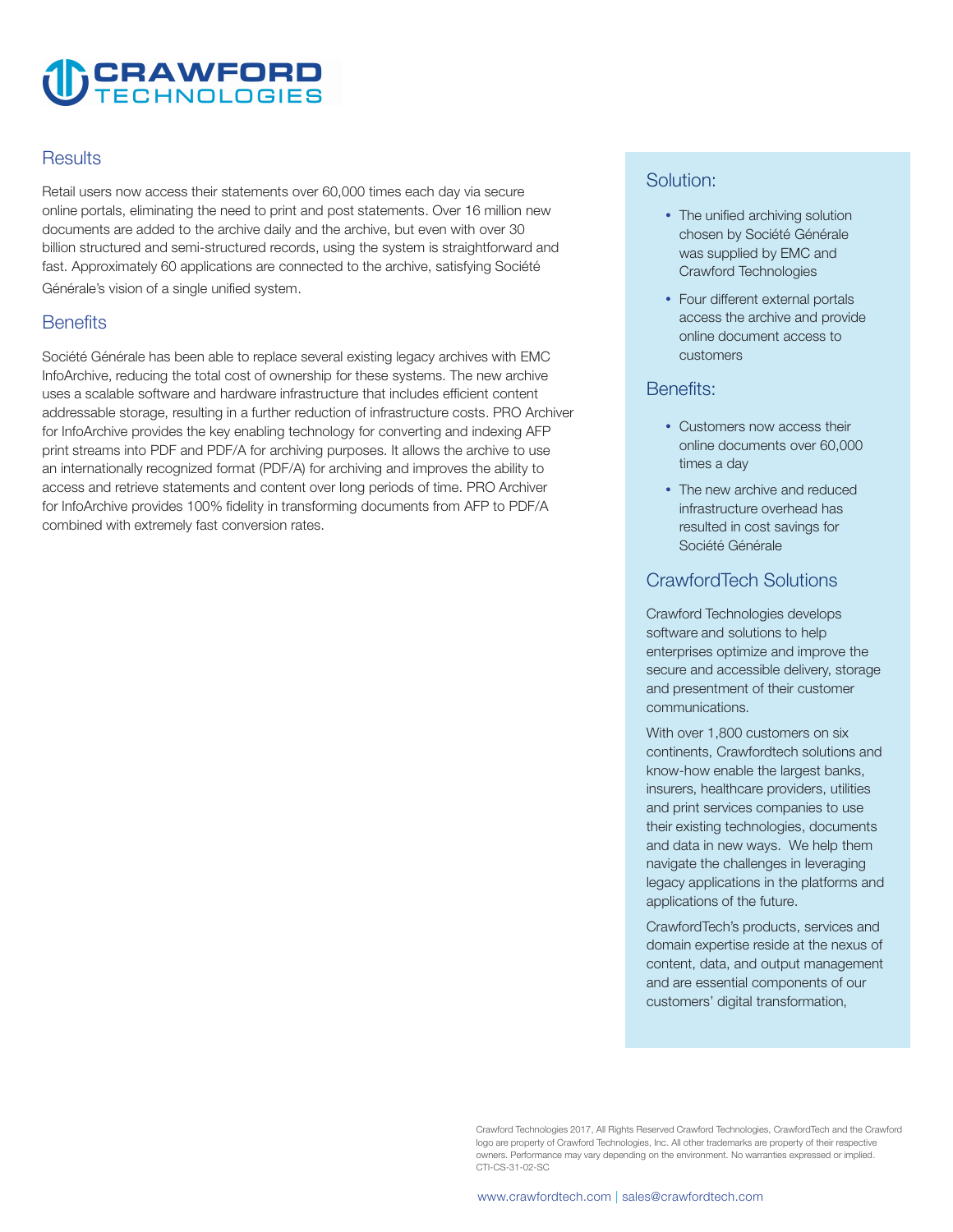## Results

Retail users now access their statements over 60,000 times each day via secure online portals, eliminating the need to print and post statements. Over 16 million new documents are added to the archive daily and the archive, but even with over 30 billion structured and semi-structured records, using the system is straightforward and fast. Approximately 60 applications are connected to the archive, satisfying Société Générale's vision of a single unified system.

## Benefits

Société Générale has been able to replace several existing legacy archives with EMC InfoArchive, reducing the total cost of ownership for these systems. The new archive uses a scalable software and hardware infrastructure that includes efficient content addressable storage, resulting in a further reduction of infrastructure costs. PRO Archiver for InfoArchive provides the key enabling technology for converting and indexing AFP print streams into PDF and PDF/A for archiving purposes. It allows the archive to use an internationally recognized format (PDF/A) for archiving and improves the ability to access and retrieve statements and content over long periods of time. PRO Archiver for InfoArchive provides 100% fidelity in transforming documents from AFP to PDF/A combined with extremely fast conversion rates.

## Solution:

- The unified archiving solution chosen by Société Générale was supplied by EMC and Crawford Technologies
- Four different external portals access the archive and provide online document access to customers

## Benefits:

- Customers now access their online documents over 60,000 times a day
- The new archive and reduced infrastructure overhead has resulted in cost savings for Société Générale

## CrawfordTech Solutions

Crawford Technologies develops software and solutions to help enterprises optimize and improve the secure and accessible delivery, storage and presentment of their customer communications.

With over 1,800 customers on six continents, Crawfordtech solutions and know-how enable the largest banks, insurers, healthcare providers, utilities and print services companies to use their existing technologies, documents and data in new ways. We help them navigate the challenges in leveraging legacy applications in the platforms and applications of the future.

CrawfordTech's products, services and domain expertise reside at the nexus of content, data, and output management and are essential components of our customers' digital transformation,

Crawford Technologies 2017, All Rights Reserved Crawford Technologies, CrawfordTech and the Crawford logo are property of Crawford Technologies, Inc. All other trademarks are property of their respective owners. Performance may vary depending on the environment. No warranties expressed or implied. CTI-CS-31-02-SC

www.crawfordtech.com | sales@crawfordtech.com